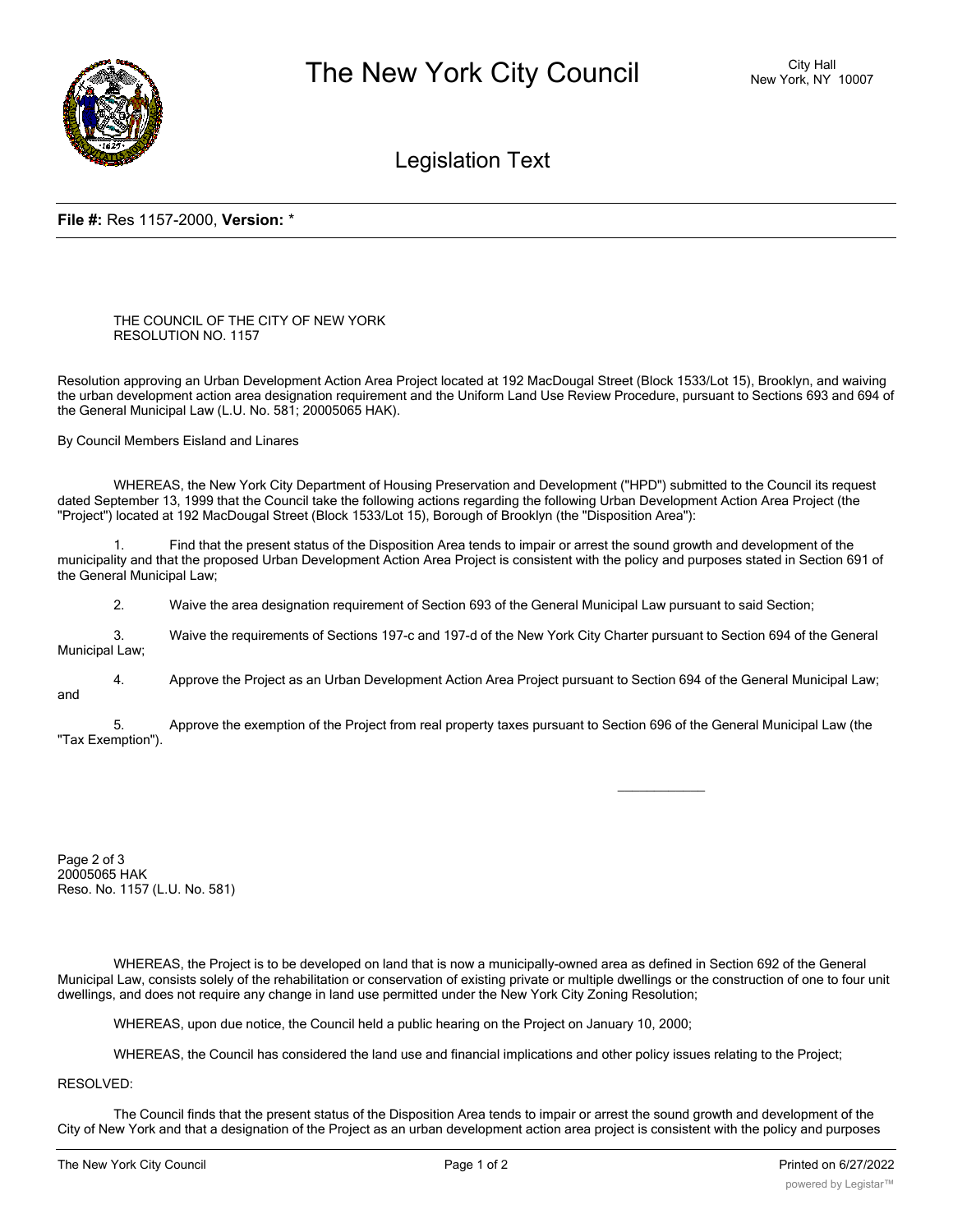**File #:** Res 1157-2000, **Version:** *

THE COUNCIL OF THE CITY OF NEW YORK
RESOLUTION NO. 1157

Resolution approving an Urban Development Action Area Project located at 192 MacDougal Street (Block 1533/Lot 15), Brooklyn, and waiving the urban development action area designation requirement and the Uniform Land Use Review Procedure, pursuant to Sections 693 and 694 of the General Municipal Law (L.U. No. 581; 20005065 HAK).

By Council Members Eisland and Linares

WHEREAS, the New York City Department of Housing Preservation and Development ("HPD") submitted to the Council its request dated September 13, 1999 that the Council take the following actions regarding the following Urban Development Action Area Project (the "Project") located at 192 MacDougal Street (Block 1533/Lot 15), Borough of Brooklyn (the "Disposition Area"):

1. Find that the present status of the Disposition Area tends to impair or arrest the sound growth and development of the municipality and that the proposed Urban Development Action Area Project is consistent with the policy and purposes stated in Section 691 of the General Municipal Law;

2. Waive the area designation requirement of Section 693 of the General Municipal Law pursuant to said Section;

3. Waive the requirements of Sections 197-c and 197-d of the New York City Charter pursuant to Section 694 of the General Municipal Law;

4. Approve the Project as an Urban Development Action Area Project pursuant to Section 694 of the General Municipal Law; and

5. Approve the exemption of the Project from real property taxes pursuant to Section 696 of the General Municipal Law (the "Tax Exemption").

---

Page 2 of 3
20005065 HAK
Reso. No. 1157 (L.U. No. 581)

WHEREAS, the Project is to be developed on land that is now a municipally-owned area as defined in Section 692 of the General Municipal Law, consists solely of the rehabilitation or conservation of existing private or multiple dwellings or the construction of one to four unit dwellings, and does not require any change in land use permitted under the New York City Zoning Resolution;

WHEREAS, upon due notice, the Council held a public hearing on the Project on January 10, 2000;

WHEREAS, the Council has considered the land use and financial implications and other policy issues relating to the Project;

RESOLVED:

The Council finds that the present status of the Disposition Area tends to impair or arrest the sound growth and development of the City of New York and that a designation of the Project as an urban development action area project is consistent with the policy and purposes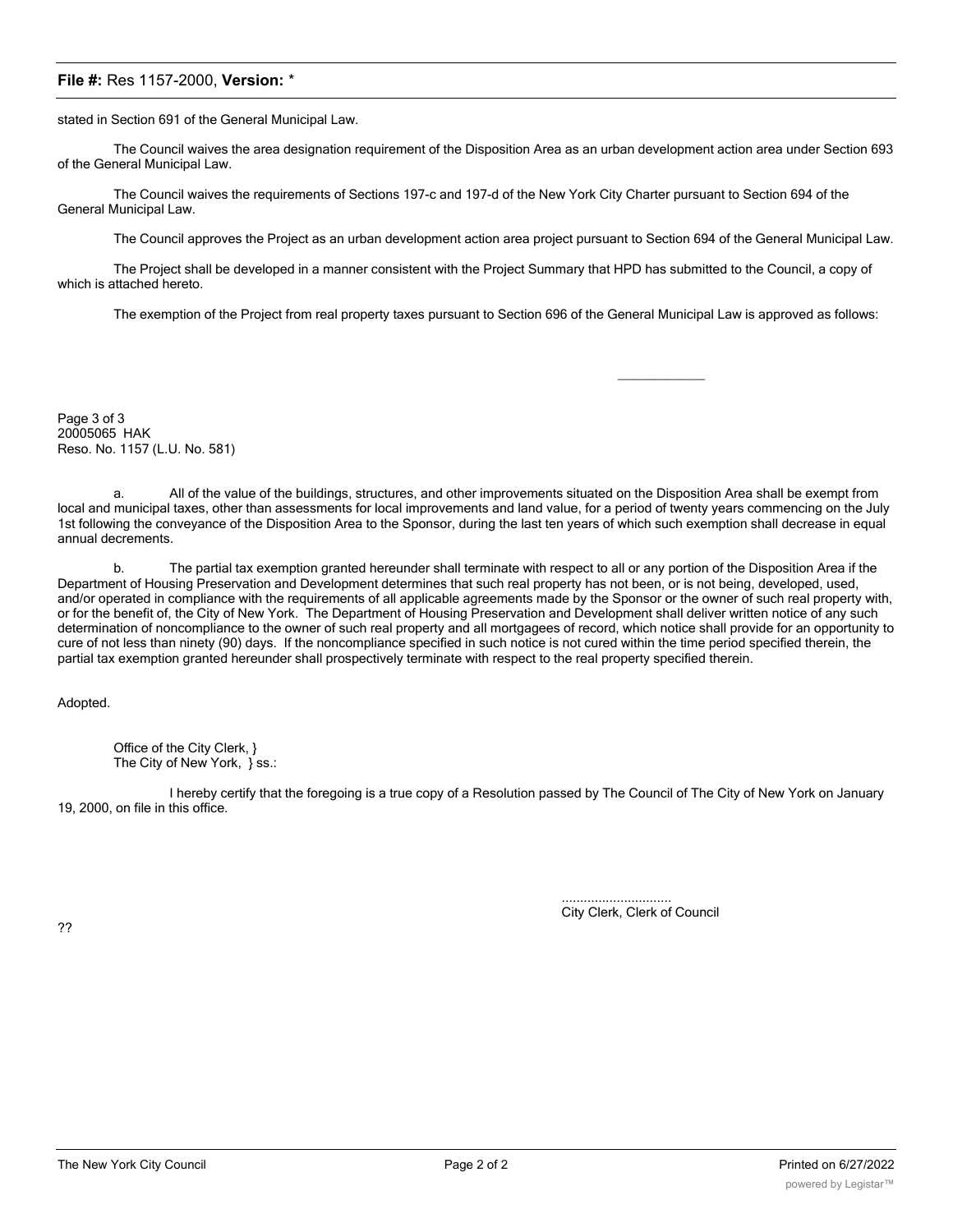stated in Section 691 of the General Municipal Law.

The Council waives the area designation requirement of the Disposition Area as an urban development action area under Section 693 of the General Municipal Law.

The Council waives the requirements of Sections 197-c and 197-d of the New York City Charter pursuant to Section 694 of the General Municipal Law.

The Council approves the Project as an urban development action area project pursuant to Section 694 of the General Municipal Law.

The Project shall be developed in a manner consistent with the Project Summary that HPD has submitted to the Council, a copy of which is attached hereto.

The exemption of the Project from real property taxes pursuant to Section 696 of the General Municipal Law is approved as follows:

Page 3 of 3
20005065 HAK
Reso. No. 1157 (L.U. No. 581)

a. All of the value of the buildings, structures, and other improvements situated on the Disposition Area shall be exempt from local and municipal taxes, other than assessments for local improvements and land value, for a period of twenty years commencing on the July 1st following the conveyance of the Disposition Area to the Sponsor, during the last ten years of which such exemption shall decrease in equal annual decrements.

b. The partial tax exemption granted hereunder shall terminate with respect to all or any portion of the Disposition Area if the Department of Housing Preservation and Development determines that such real property has not been, or is not being, developed, used, and/or operated in compliance with the requirements of all applicable agreements made by the Sponsor or the owner of such real property with, or for the benefit of, the City of New York. The Department of Housing Preservation and Development shall deliver written notice of any such determination of noncompliance to the owner of such real property and all mortgagees of record, which notice shall provide for an opportunity to cure of not less than ninety (90) days. If the noncompliance specified in such notice is not cured within the time period specified therein, the partial tax exemption granted hereunder shall prospectively terminate with respect to the real property specified therein.

Adopted.

Office of the City Clerk, }
The City of New York, } ss.:

I hereby certify that the foregoing is a true copy of a Resolution passed by The Council of The City of New York on January 19, 2000, on file in this office.

..............................
City Clerk, Clerk of Council

??